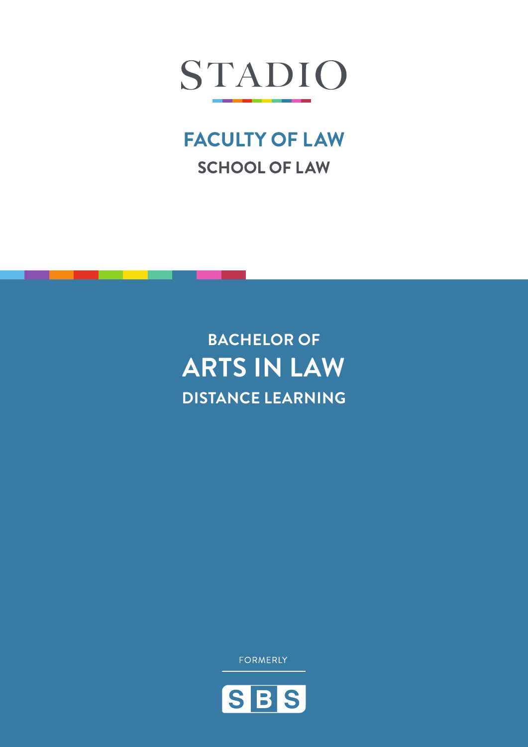# STADIO

## FACULTY OF LAW

### SCHOOL OF LAW

# BACHELOR OF ARTS IN LAW

## DISTANCE LEARNING

FORMERLY

SBS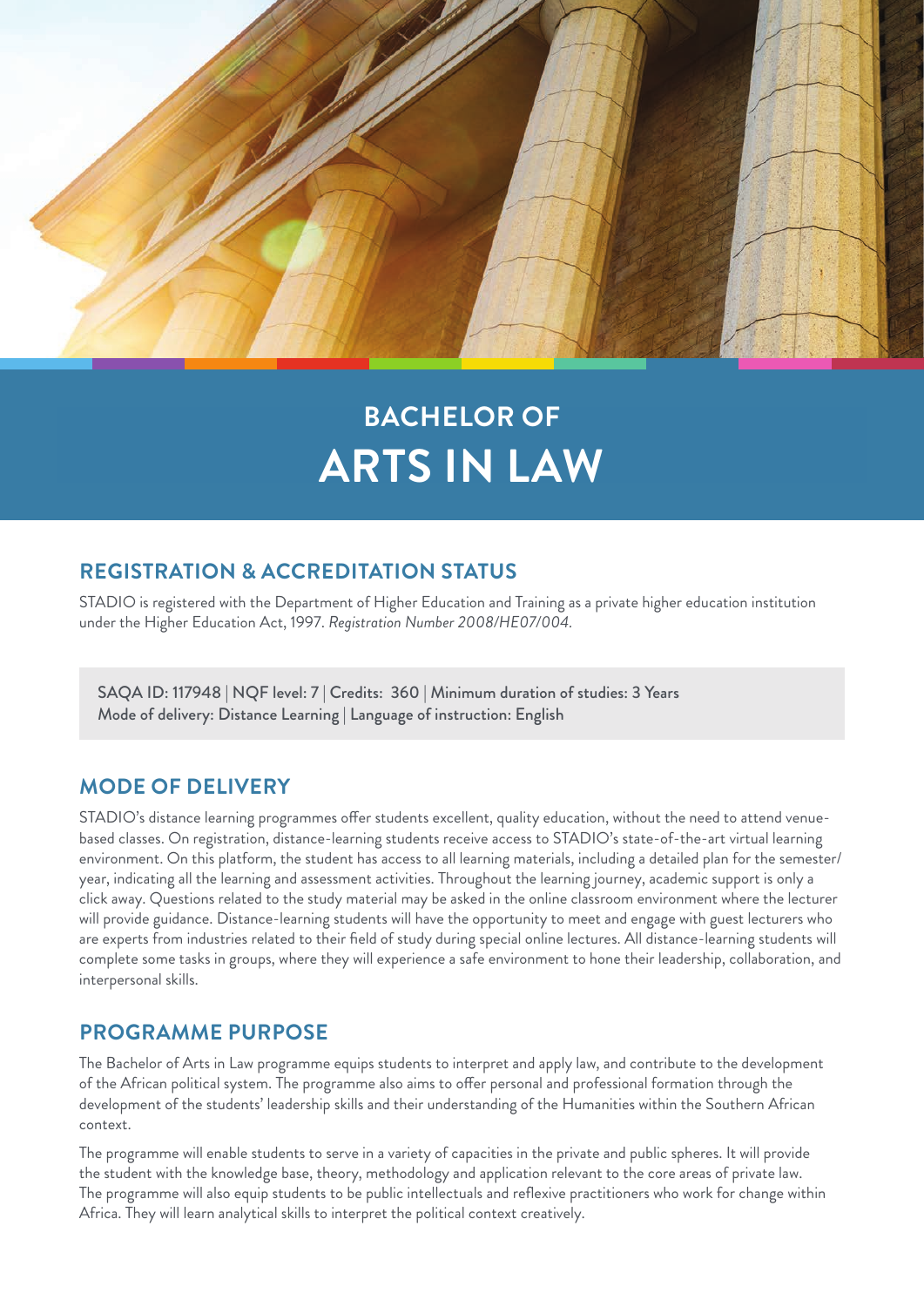# BACHELOR OF ARTS IN LAW

## REGISTRATION & ACCREDITATION STATUS

STADIO is registered with the Department of Higher Education and Training as a private higher education institution under the Higher Education Act, 1997. *Registration Number 2008/HE07/004.*

SAQA ID: 117948 | NQF level: 7 | Credits: 360 | Minimum duration of studies: 3 Years
Mode of delivery: Distance Learning | Language of instruction: English

## MODE OF DELIVERY

STADIO's distance learning programmes offer students excellent, quality education, without the need to attend venue-based classes. On registration, distance-learning students receive access to STADIO's state-of-the-art virtual learning environment. On this platform, the student has access to all learning materials, including a detailed plan for the semester/year, indicating all the learning and assessment activities. Throughout the learning journey, academic support is only a click away. Questions related to the study material may be asked in the online classroom environment where the lecturer will provide guidance. Distance-learning students will have the opportunity to meet and engage with guest lecturers who are experts from industries related to their field of study during special online lectures. All distance-learning students will complete some tasks in groups, where they will experience a safe environment to hone their leadership, collaboration, and interpersonal skills.

## PROGRAMME PURPOSE

The Bachelor of Arts in Law programme equips students to interpret and apply law, and contribute to the development of the African political system. The programme also aims to offer personal and professional formation through the development of the students' leadership skills and their understanding of the Humanities within the Southern African context.

The programme will enable students to serve in a variety of capacities in the private and public spheres. It will provide the student with the knowledge base, theory, methodology and application relevant to the core areas of private law. The programme will also equip students to be public intellectuals and reflexive practitioners who work for change within Africa. They will learn analytical skills to interpret the political context creatively.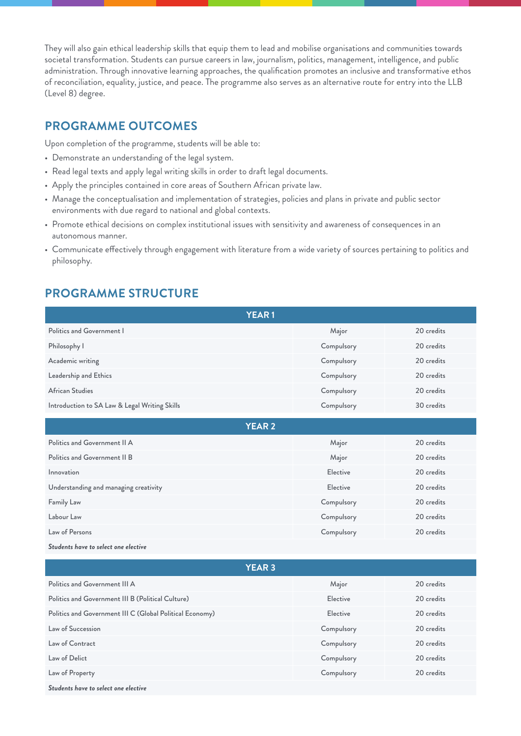They will also gain ethical leadership skills that equip them to lead and mobilise organisations and communities towards societal transformation. Students can pursue careers in law, journalism, politics, management, intelligence, and public administration. Through innovative learning approaches, the qualification promotes an inclusive and transformative ethos of reconciliation, equality, justice, and peace. The programme also serves as an alternative route for entry into the LLB (Level 8) degree.

## PROGRAMME OUTCOMES

Upon completion of the programme, students will be able to:

- Demonstrate an understanding of the legal system.
- Read legal texts and apply legal writing skills in order to draft legal documents.
- Apply the principles contained in core areas of Southern African private law.
- Manage the conceptualisation and implementation of strategies, policies and plans in private and public sector environments with due regard to national and global contexts.
- Promote ethical decisions on complex institutional issues with sensitivity and awareness of consequences in an autonomous manner.
- Communicate effectively through engagement with literature from a wide variety of sources pertaining to politics and philosophy.

## PROGRAMME STRUCTURE

| YEAR 1 | | |
|---|---|---|
| Politics and Government I | Major | 20 credits |
| Philosophy I | Compulsory | 20 credits |
| Academic writing | Compulsory | 20 credits |
| Leadership and Ethics | Compulsory | 20 credits |
| African Studies | Compulsory | 20 credits |
| Introduction to SA Law & Legal Writing Skills | Compulsory | 30 credits |

| YEAR 2 | | |
|---|---|---|
| Politics and Government II A | Major | 20 credits |
| Politics and Government II B | Major | 20 credits |
| Innovation | Elective | 20 credits |
| Understanding and managing creativity | Elective | 20 credits |
| Family Law | Compulsory | 20 credits |
| Labour Law | Compulsory | 20 credits |
| Law of Persons | Compulsory | 20 credits |
| ***Students have to select one elective*** | | |

| YEAR 3 | | |
|---|---|---|
| Politics and Government III A | Major | 20 credits |
| Politics and Government III B (Political Culture) | Elective | 20 credits |
| Politics and Government III C (Global Political Economy) | Elective | 20 credits |
| Law of Succession | Compulsory | 20 credits |
| Law of Contract | Compulsory | 20 credits |
| Law of Delict | Compulsory | 20 credits |
| Law of Property | Compulsory | 20 credits |
| ***Students have to select one elective*** | | |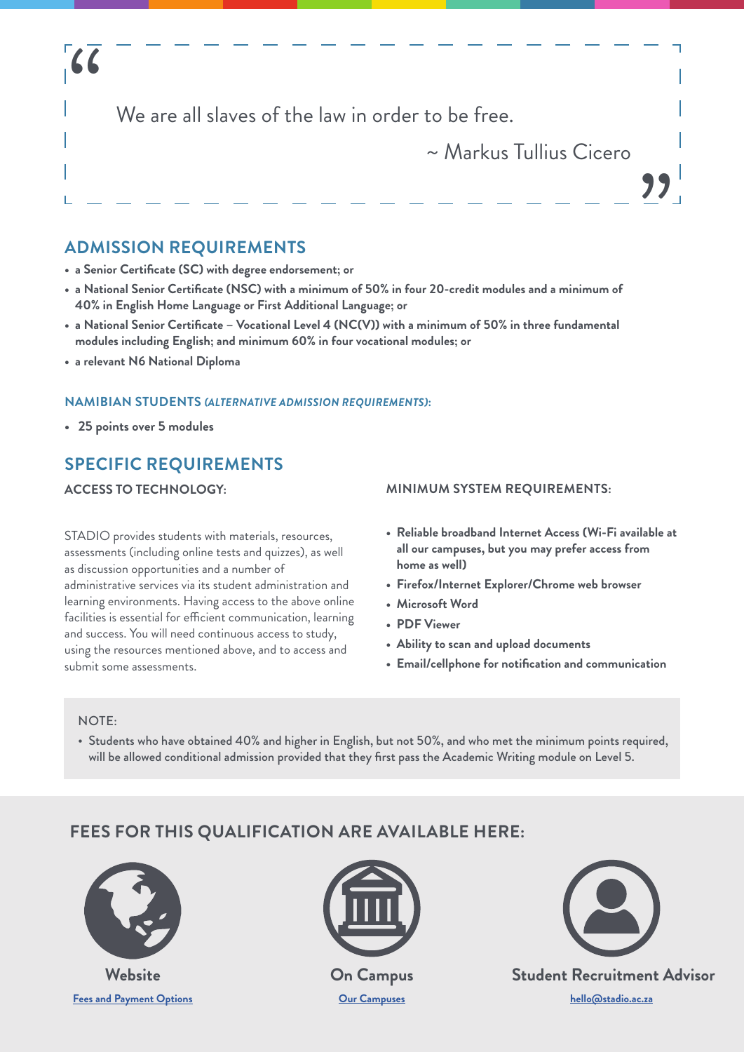> We are all slaves of the law in order to be free.
>
> ~ Markus Tullius Cicero

## ADMISSION REQUIREMENTS

- **a Senior Certificate (SC) with degree endorsement; or**
- **a National Senior Certificate (NSC) with a minimum of 50% in four 20-credit modules and a minimum of 40% in English Home Language or First Additional Language; or**
- **a National Senior Certificate – Vocational Level 4 (NC(V)) with a minimum of 50% in three fundamental modules including English; and minimum 60% in four vocational modules; or**
- **a relevant N6 National Diploma**

### NAMIBIAN STUDENTS *(ALTERNATIVE ADMISSION REQUIREMENTS):*

- **25 points over 5 modules**

## SPECIFIC REQUIREMENTS

### ACCESS TO TECHNOLOGY:

STADIO provides students with materials, resources, assessments (including online tests and quizzes), as well as discussion opportunities and a number of administrative services via its student administration and learning environments. Having access to the above online facilities is essential for efficient communication, learning and success. You will need continuous access to study, using the resources mentioned above, and to access and submit some assessments.

### MINIMUM SYSTEM REQUIREMENTS:

- **Reliable broadband Internet Access (Wi-Fi available at all our campuses, but you may prefer access from home as well)**
- **Firefox/Internet Explorer/Chrome web browser**
- **Microsoft Word**
- **PDF Viewer**
- **Ability to scan and upload documents**
- **Email/cellphone for notification and communication**

NOTE:

- Students who have obtained 40% and higher in English, but not 50%, and who met the minimum points required, will be allowed conditional admission provided that they first pass the Academic Writing module on Level 5.

## FEES FOR THIS QUALIFICATION ARE AVAILABLE HERE:

**Website**
[Fees and Payment Options]

**On Campus**
[Our Campuses]

**Student Recruitment Advisor**
hello@stadio.ac.za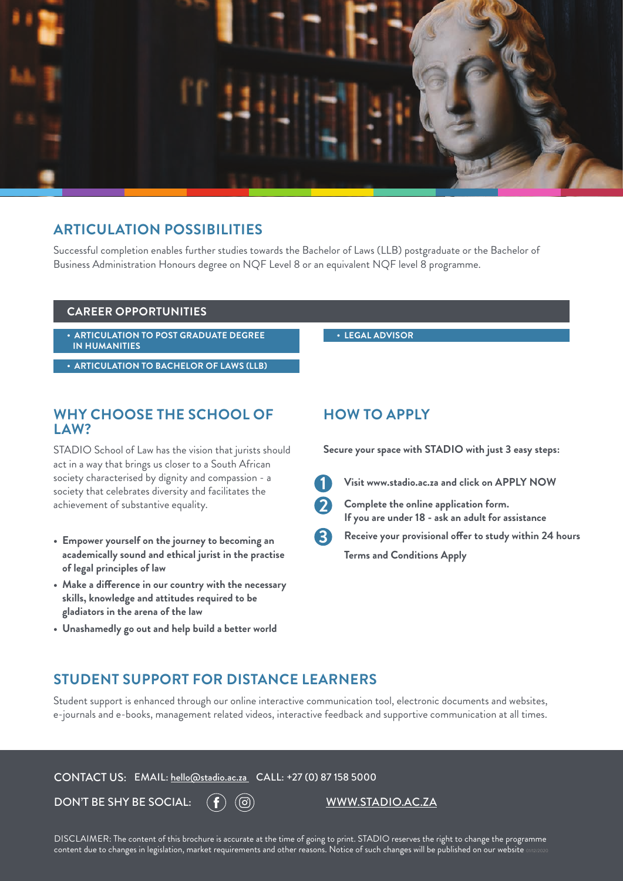## ARTICULATION POSSIBILITIES

Successful completion enables further studies towards the Bachelor of Laws (LLB) postgraduate or the Bachelor of Business Administration Honours degree on NQF Level 8 or an equivalent NQF level 8 programme.

### CAREER OPPORTUNITIES

- ARTICULATION TO POST GRADUATE DEGREE IN HUMANITIES
- ARTICULATION TO BACHELOR OF LAWS (LLB)
- LEGAL ADVISOR

## WHY CHOOSE THE SCHOOL OF LAW?

STADIO School of Law has the vision that jurists should act in a way that brings us closer to a South African society characterised by dignity and compassion - a society that celebrates diversity and facilitates the achievement of substantive equality.

- **Empower yourself on the journey to becoming an academically sound and ethical jurist in the practise of legal principles of law**
- **Make a difference in our country with the necessary skills, knowledge and attitudes required to be gladiators in the arena of the law**
- **Unashamedly go out and help build a better world**

## HOW TO APPLY

**Secure your space with STADIO with just 3 easy steps:**

1. **Visit www.stadio.ac.za and click on APPLY NOW**
2. **Complete the online application form. If you are under 18 - ask an adult for assistance**
3. **Receive your provisional offer to study within 24 hours**

**Terms and Conditions Apply**

## STUDENT SUPPORT FOR DISTANCE LEARNERS

Student support is enhanced through our online interactive communication tool, electronic documents and websites, e-journals and e-books, management related videos, interactive feedback and supportive communication at all times.

CONTACT US: EMAIL: hello@stadio.ac.za CALL: +27 (0) 87 158 5000

DON'T BE SHY BE SOCIAL: WWW.STADIO.AC.ZA

DISCLAIMER: The content of this brochure is accurate at the time of going to print. STADIO reserves the right to change the programme content due to changes in legislation, market requirements and other reasons. Notice of such changes will be published on our website 01/12/2020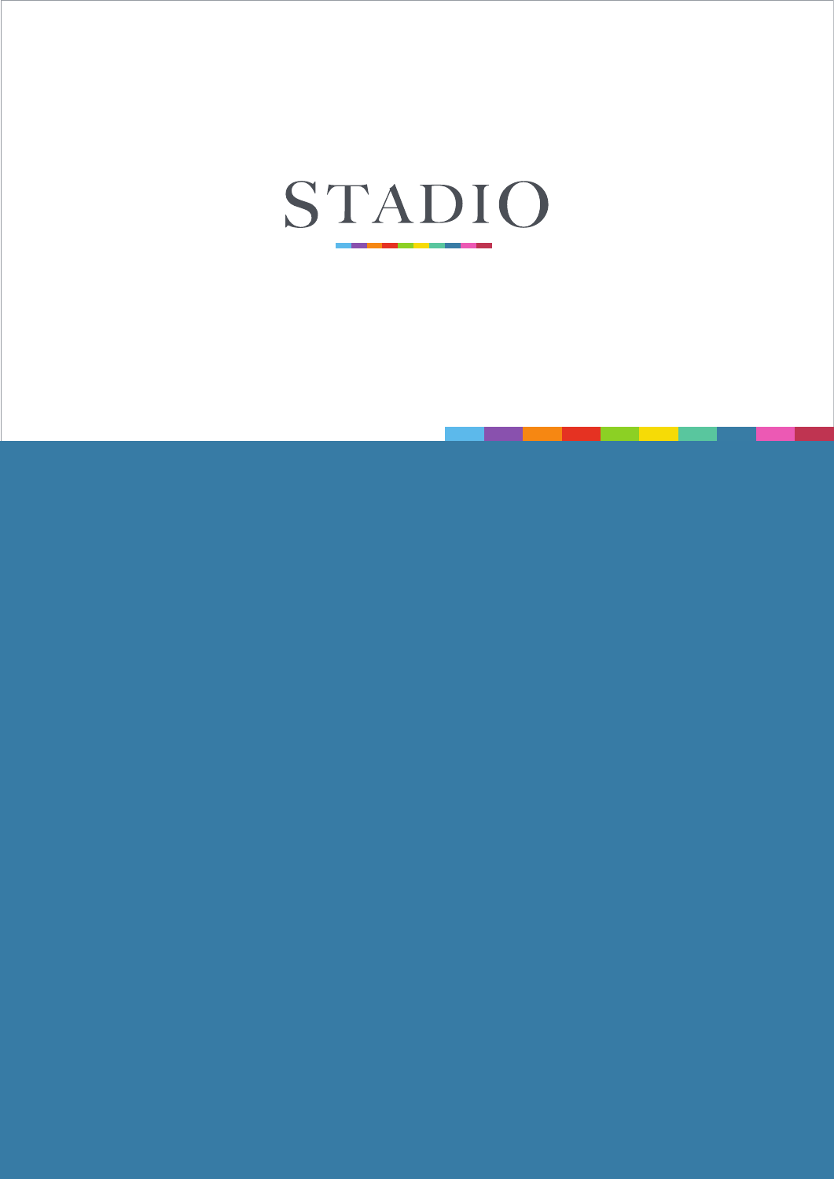STADIO